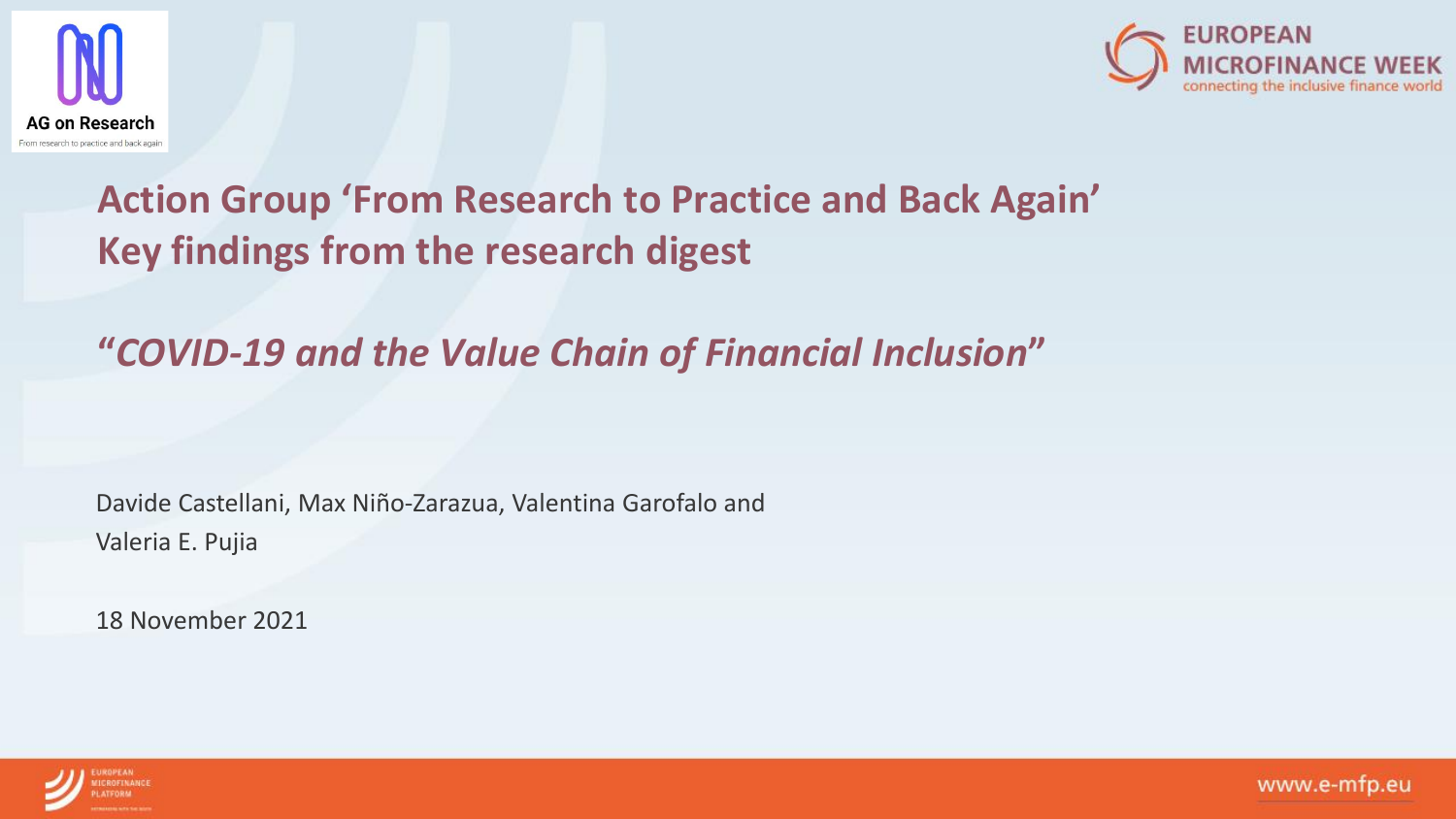AG on Research

From research to practice and back again

EUROPEAN MICROFINANCE WEEK

connecting the inclusive finance world

# Action Group 'From Research to Practice and Back Again' Key findings from the research digest

## *"COVID-19 and the Value Chain of Financial Inclusion"*

Davide Castellani, Max Niño-Zarazua, Valentina Garofalo and Valeria E. Pujia

18 November 2021

EUROPEAN MICROFINANCE PLATFORM

www.e-mfp.eu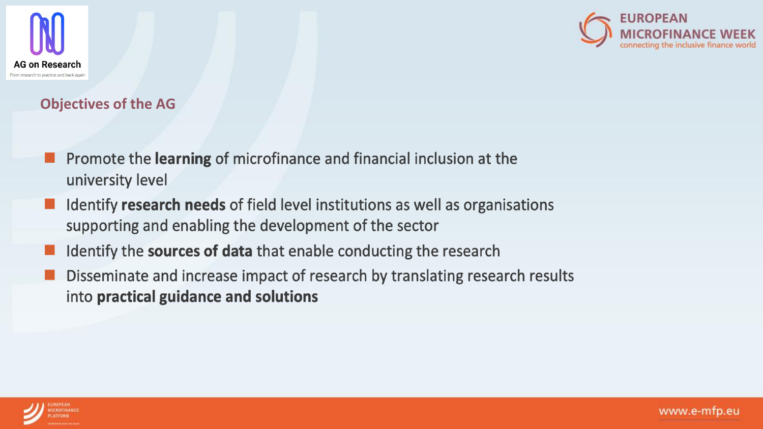## Objectives of the AG

- Promote the **learning** of microfinance and financial inclusion at the university level
- Identify **research needs** of field level institutions as well as organisations supporting and enabling the development of the sector
- Identify the **sources of data** that enable conducting the research
- Disseminate and increase impact of research by translating research results into **practical guidance and solutions**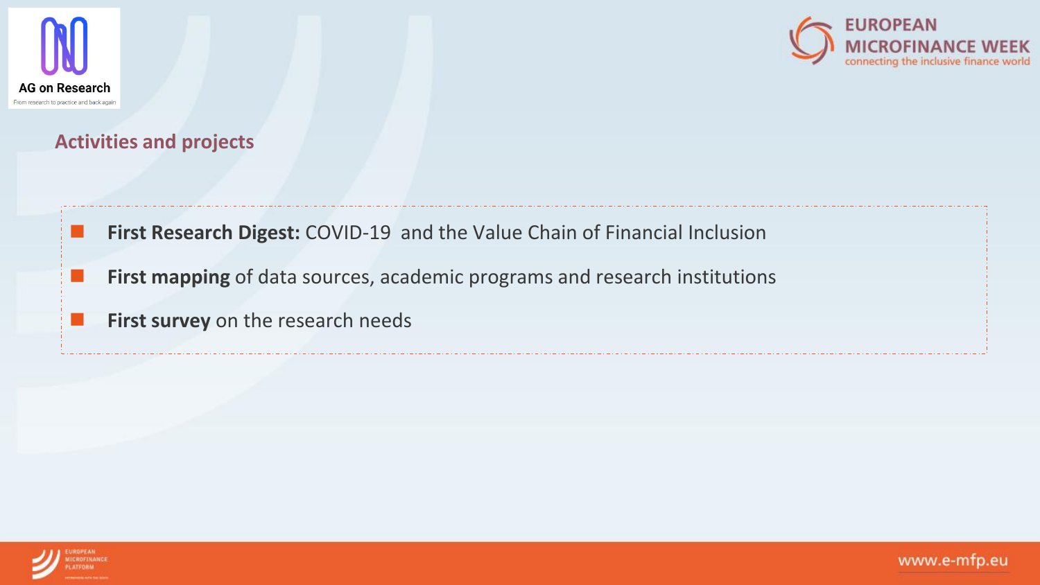## Activities and projects

- **First Research Digest:** COVID-19 and the Value Chain of Financial Inclusion
- **First mapping** of data sources, academic programs and research institutions
- **First survey** on the research needs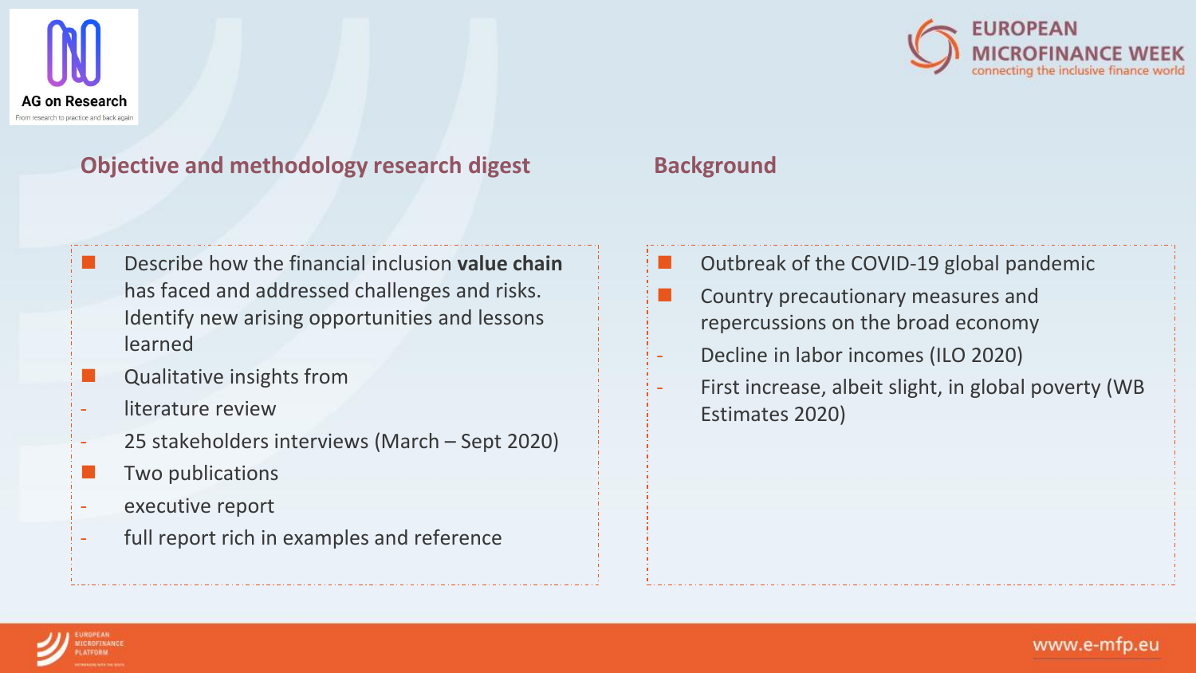## Objective and methodology research digest

- Describe how the financial inclusion **value chain** has faced and addressed challenges and risks. Identify new arising opportunities and lessons learned
- Qualitative insights from
  - literature review
  - 25 stakeholders interviews (March – Sept 2020)
- Two publications
  - executive report
  - full report rich in examples and reference

## Background

- Outbreak of the COVID-19 global pandemic
- Country precautionary measures and repercussions on the broad economy
  - Decline in labor incomes (ILO 2020)
  - First increase, albeit slight, in global poverty (WB Estimates 2020)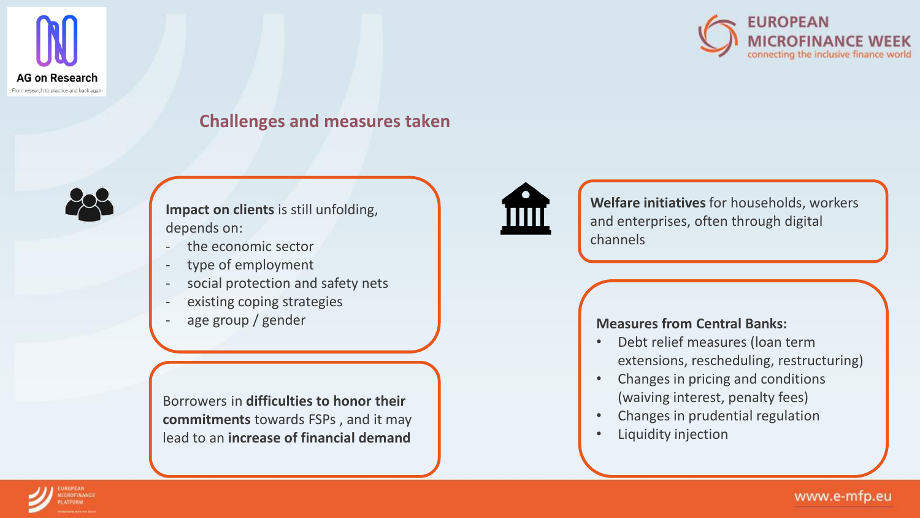## Challenges and measures taken

**Impact on clients** is still unfolding, depends on:

- the economic sector
- type of employment
- social protection and safety nets
- existing coping strategies
- age group / gender

Borrowers in **difficulties to honor their commitments** towards FSPs , and it may lead to an **increase of financial demand**

**Welfare initiatives** for households, workers and enterprises, often through digital channels

**Measures from Central Banks:**

- Debt relief measures (loan term extensions, rescheduling, restructuring)
- Changes in pricing and conditions (waiving interest, penalty fees)
- Changes in prudential regulation
- Liquidity injection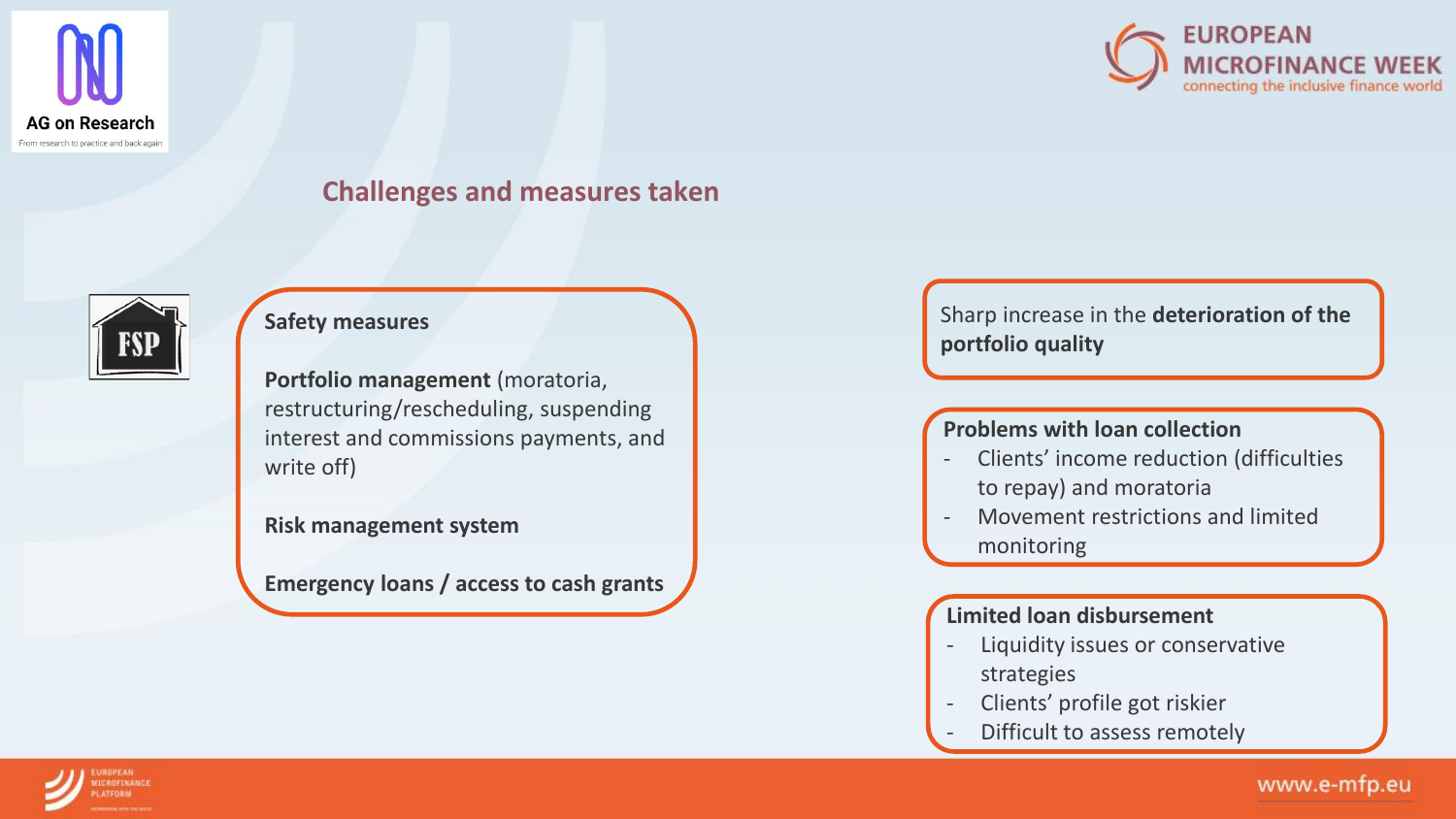## Challenges and measures taken

FSP

**Safety measures**

**Portfolio management** (moratoria, restructuring/rescheduling, suspending interest and commissions payments, and write off)

**Risk management system**

**Emergency loans / access to cash grants**

Sharp increase in the **deterioration of the portfolio quality**

**Problems with loan collection**

- Clients' income reduction (difficulties to repay) and moratoria
- Movement restrictions and limited monitoring

**Limited loan disbursement**

- Liquidity issues or conservative strategies
- Clients' profile got riskier
- Difficult to assess remotely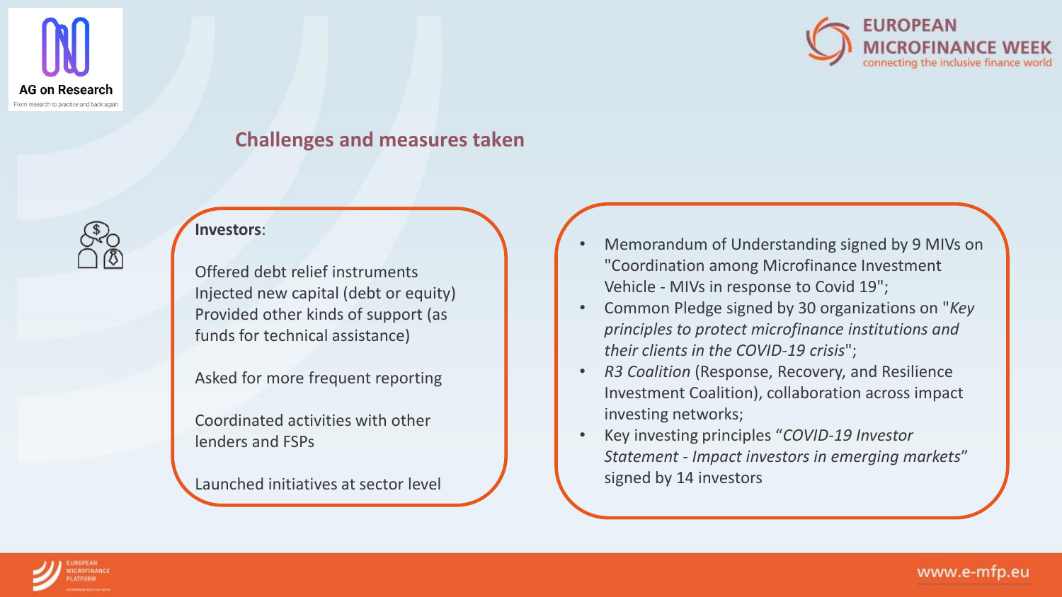## Challenges and measures taken

**Investors**:

Offered debt relief instruments
Injected new capital (debt or equity)
Provided other kinds of support (as funds for technical assistance)

Asked for more frequent reporting

Coordinated activities with other lenders and FSPs

Launched initiatives at sector level

- Memorandum of Understanding signed by 9 MIVs on "Coordination among Microfinance Investment Vehicle - MIVs in response to Covid 19";
- Common Pledge signed by 30 organizations on "*Key principles to protect microfinance institutions and their clients in the COVID-19 crisis*";
- *R3 Coalition* (Response, Recovery, and Resilience Investment Coalition), collaboration across impact investing networks;
- Key investing principles "*COVID-19 Investor Statement - Impact investors in emerging markets*" signed by 14 investors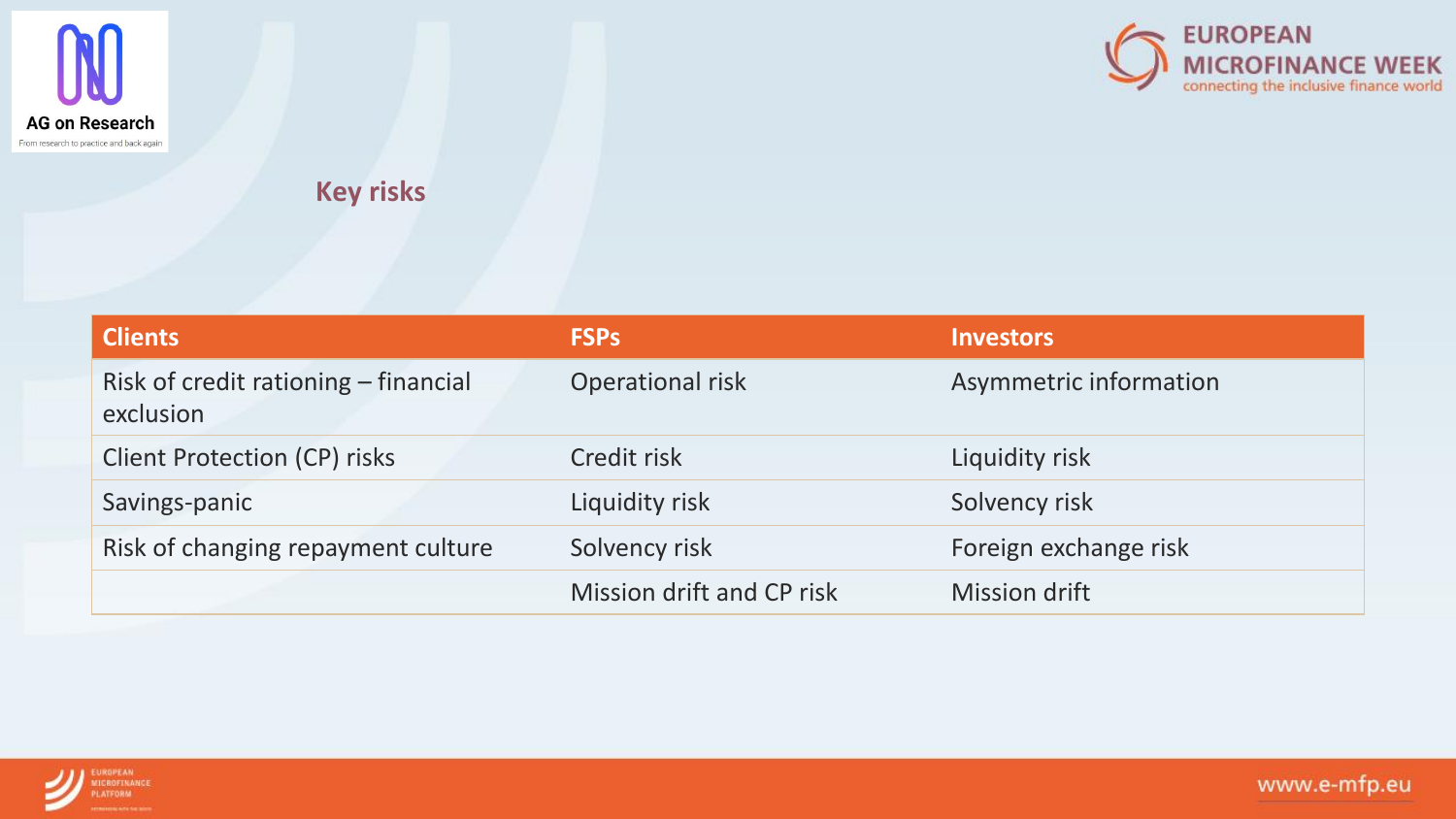## Key risks

| Clients | FSPs | Investors |
| --- | --- | --- |
| Risk of credit rationing – financial exclusion | Operational risk | Asymmetric information |
| Client Protection (CP) risks | Credit risk | Liquidity risk |
| Savings-panic | Liquidity risk | Solvency risk |
| Risk of changing repayment culture | Solvency risk | Foreign exchange risk |
| | Mission drift and CP risk | Mission drift |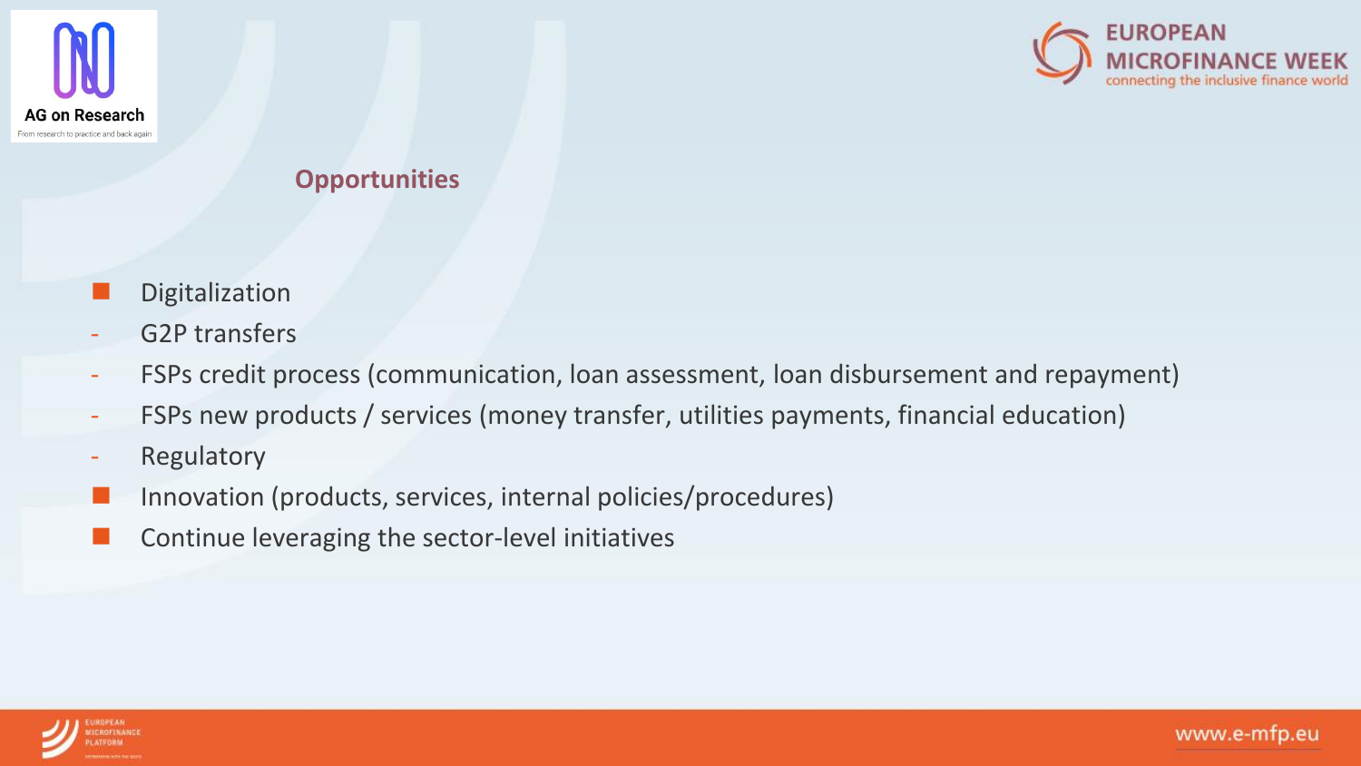## Opportunities

- Digitalization
  - G2P transfers
  - FSPs credit process (communication, loan assessment, loan disbursement and repayment)
  - FSPs new products / services (money transfer, utilities payments, financial education)
  - Regulatory
- Innovation (products, services, internal policies/procedures)
- Continue leveraging the sector-level initiatives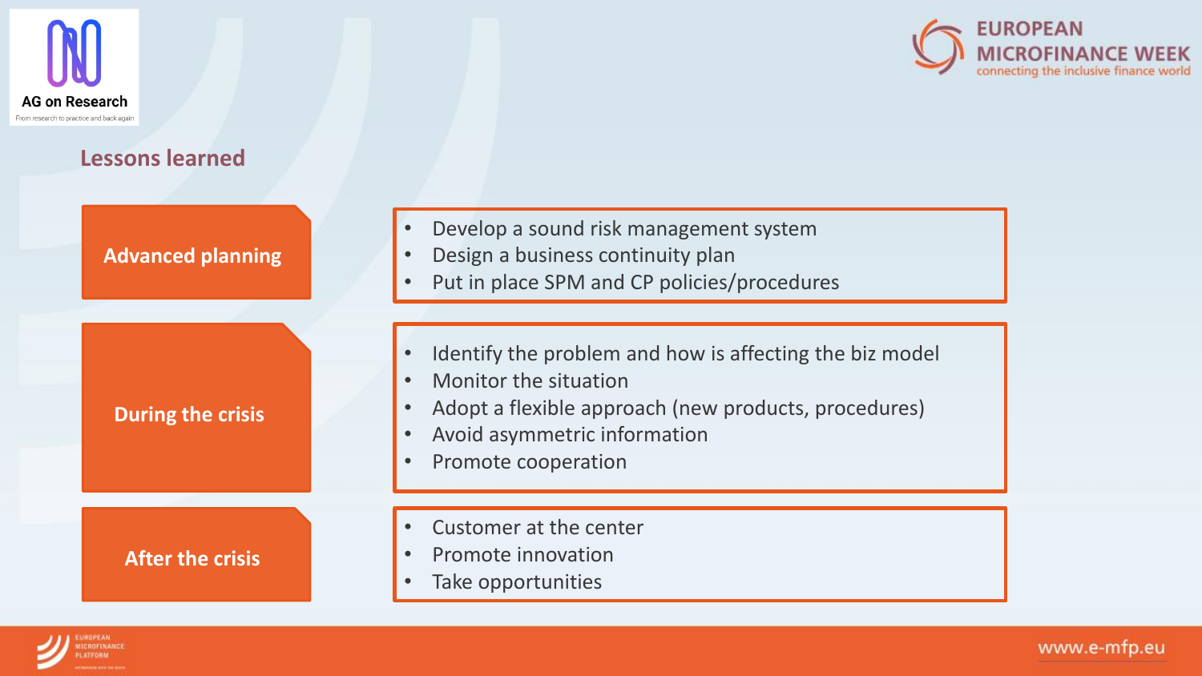## Lessons learned

### Advanced planning

- Develop a sound risk management system
- Design a business continuity plan
- Put in place SPM and CP policies/procedures

### During the crisis

- Identify the problem and how is affecting the biz model
- Monitor the situation
- Adopt a flexible approach (new products, procedures)
- Avoid asymmetric information
- Promote cooperation

### After the crisis

- Customer at the center
- Promote innovation
- Take opportunities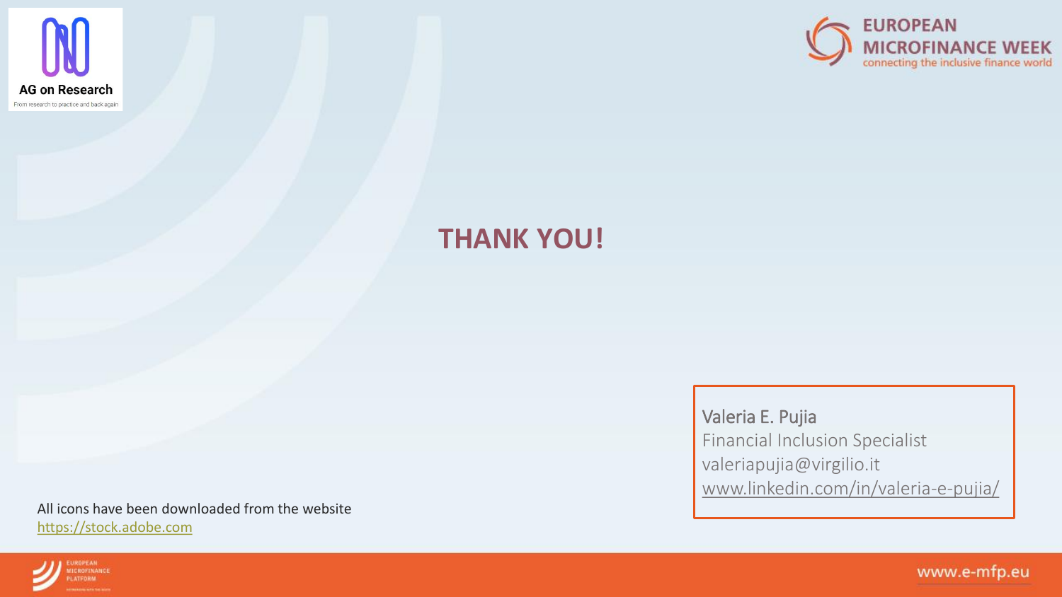# THANK YOU!

Valeria E. Pujia
Financial Inclusion Specialist
valeriapujia@virgilio.it
www.linkedin.com/in/valeria-e-pujia/

All icons have been downloaded from the website
https://stock.adobe.com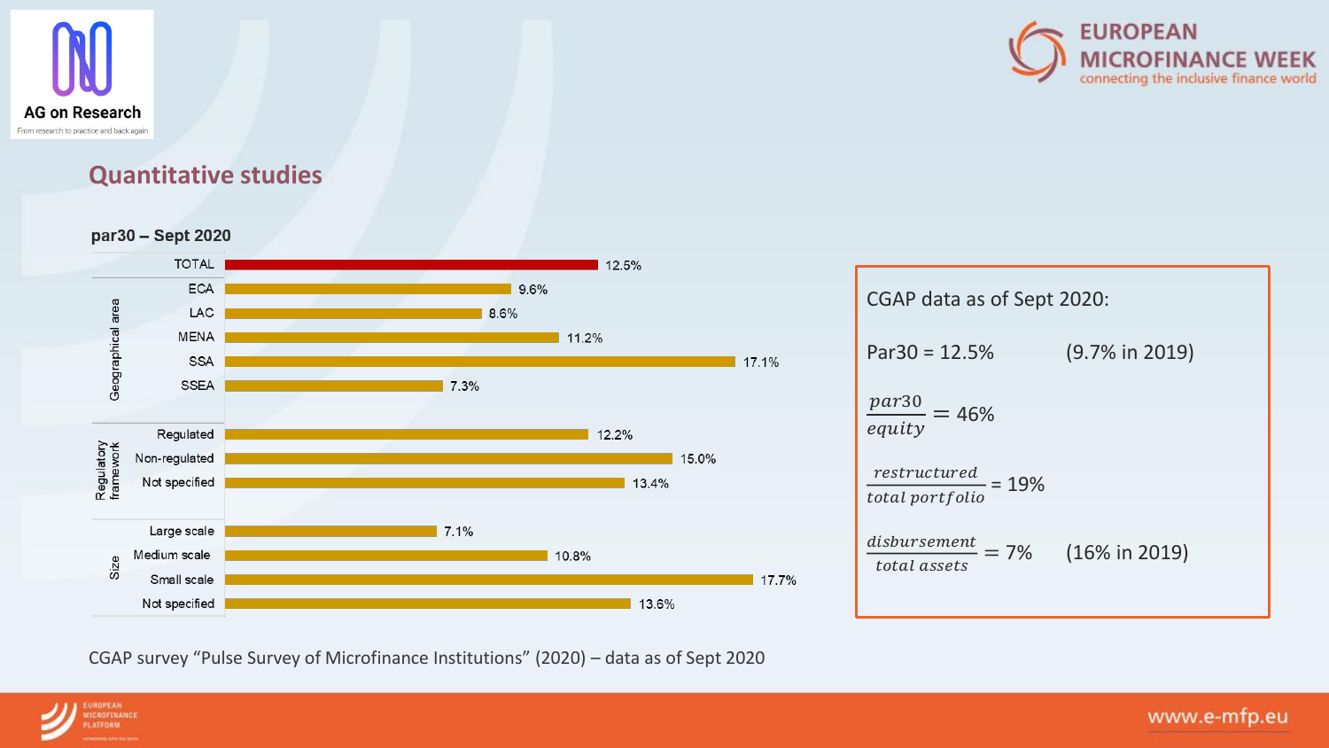## Quantitative studies

**par30 – Sept 2020**

| Group | Category | par30 |
|---|---|---|
| | TOTAL | 12.5% |
| Geographical area | ECA | 9.6% |
| | LAC | 8.6% |
| | MENA | 11.2% |
| | SSA | 17.1% |
| | SSEA | 7.3% |
| Regulatory framework | Regulated | 12.2% |
| | Non-regulated | 15.0% |
| | Not specified | 13.4% |
| Size | Large scale | 7.1% |
| | Medium scale | 10.8% |
| | Small scale | 17.7% |
| | Not specified | 13.6% |

CGAP data as of Sept 2020:

Par30 = 12.5% (9.7% in 2019)

$$\frac{par30}{equity} = 46\%$$

$$\frac{restructured}{total\ portfolio} = 19\%$$

$$\frac{disbursement}{total\ assets} = 7\%$$ (16% in 2019)

CGAP survey "Pulse Survey of Microfinance Institutions" (2020) – data as of Sept 2020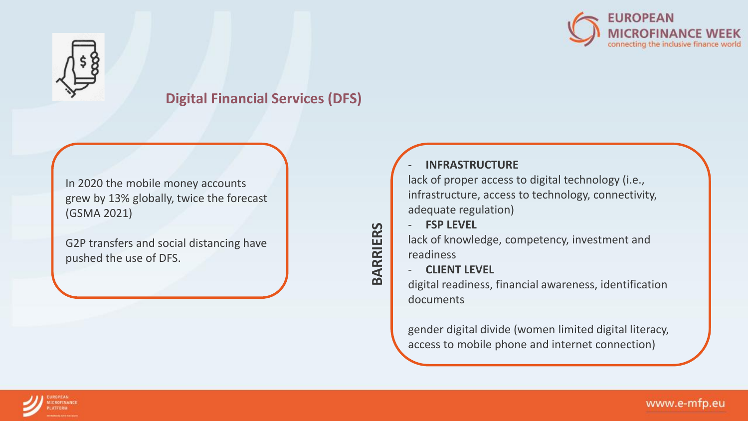## Digital Financial Services (DFS)

In 2020 the mobile money accounts grew by 13% globally, twice the forecast (GSMA 2021)

G2P transfers and social distancing have pushed the use of DFS.

**BARRIERS**

- **INFRASTRUCTURE**

lack of proper access to digital technology (i.e., infrastructure, access to technology, connectivity, adequate regulation)

- **FSP LEVEL**

lack of knowledge, competency, investment and readiness

- **CLIENT LEVEL**

digital readiness, financial awareness, identification documents

gender digital divide (women limited digital literacy, access to mobile phone and internet connection)